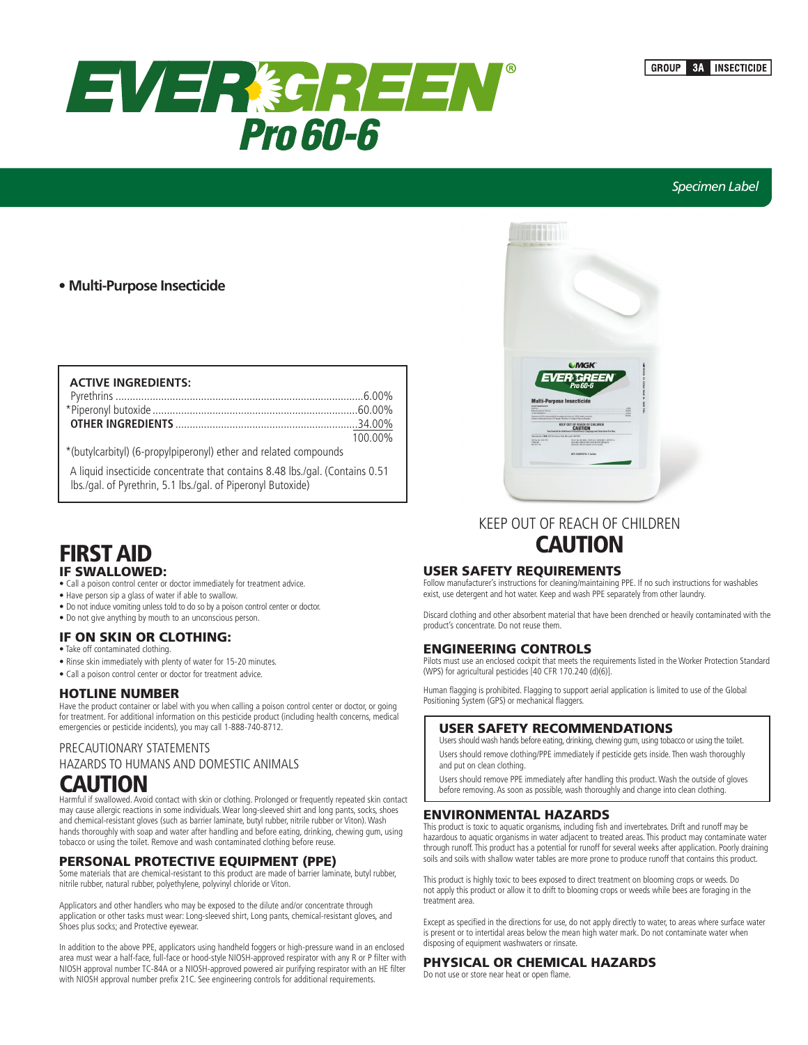# EVERGREEN® Pro 60-6

GROUP **3A** INSECTICIDE

*Specimen Label*

- **Multi-Purpose Insecticide**

| **ACTIVE INGREDIENTS:** | |
|---|---|
| Pyrethrins | 6.00% |
| *Piperonyl butoxide | 60.00% |
| **OTHER INGREDIENTS** | 34.00% |
| | 100.00% |

*(butylcarbityl) (6-propylpiperonyl) ether and related compounds

A liquid insecticide concentrate that contains 8.48 lbs./gal. (Contains 0.51 lbs./gal. of Pyrethrin, 5.1 lbs./gal. of Piperonyl Butoxide)

KEEP OUT OF REACH OF CHILDREN

# CAUTION

## FIRST AID

### IF SWALLOWED:

- Call a poison control center or doctor immediately for treatment advice.
- Have person sip a glass of water if able to swallow.
- Do not induce vomiting unless told to do so by a poison control center or doctor.
- Do not give anything by mouth to an unconscious person.

### IF ON SKIN OR CLOTHING:

- Take off contaminated clothing.
- Rinse skin immediately with plenty of water for 15-20 minutes.
- Call a poison control center or doctor for treatment advice.

### HOTLINE NUMBER

Have the product container or label with you when calling a poison control center or doctor, or going for treatment. For additional information on this pesticide product (including health concerns, medical emergencies or pesticide incidents), you may call 1-888-740-8712.

PRECAUTIONARY STATEMENTS

HAZARDS TO HUMANS AND DOMESTIC ANIMALS

## CAUTION

Harmful if swallowed. Avoid contact with skin or clothing. Prolonged or frequently repeated skin contact may cause allergic reactions in some individuals. Wear long-sleeved shirt and long pants, socks, shoes and chemical-resistant gloves (such as barrier laminate, butyl rubber, nitrile rubber or Viton). Wash hands thoroughly with soap and water after handling and before eating, drinking, chewing gum, using tobacco or using the toilet. Remove and wash contaminated clothing before reuse.

### PERSONAL PROTECTIVE EQUIPMENT (PPE)

Some materials that are chemical-resistant to this product are made of barrier laminate, butyl rubber, nitrile rubber, natural rubber, polyethylene, polyvinyl chloride or Viton.

Applicators and other handlers who may be exposed to the dilute and/or concentrate through application or other tasks must wear: Long-sleeved shirt, Long pants, chemical-resistant gloves, and Shoes plus socks; and Protective eyewear.

In addition to the above PPE, applicators using handheld foggers or high-pressure wand in an enclosed area must wear a half-face, full-face or hood-style NIOSH-approved respirator with any R or P filter with NIOSH approval number TC-84A or a NIOSH-approved powered air purifying respirator with an HE filter with NIOSH approval number prefix 21C. See engineering controls for additional requirements.

### USER SAFETY REQUIREMENTS

Follow manufacturer's instructions for cleaning/maintaining PPE. If no such instructions for washables exist, use detergent and hot water. Keep and wash PPE separately from other laundry.

Discard clothing and other absorbent material that have been drenched or heavily contaminated with the product's concentrate. Do not reuse them.

### ENGINEERING CONTROLS

Pilots must use an enclosed cockpit that meets the requirements listed in the Worker Protection Standard (WPS) for agricultural pesticides [40 CFR 170.240 (d)(6)].

Human flagging is prohibited. Flagging to support aerial application is limited to use of the Global Positioning System (GPS) or mechanical flaggers.

### USER SAFETY RECOMMENDATIONS

Users should wash hands before eating, drinking, chewing gum, using tobacco or using the toilet.

Users should remove clothing/PPE immediately if pesticide gets inside. Then wash thoroughly and put on clean clothing.

Users should remove PPE immediately after handling this product. Wash the outside of gloves before removing. As soon as possible, wash thoroughly and change into clean clothing.

### ENVIRONMENTAL HAZARDS

This product is toxic to aquatic organisms, including fish and invertebrates. Drift and runoff may be hazardous to aquatic organisms in water adjacent to treated areas. This product may contaminate water through runoff. This product has a potential for runoff for several weeks after application. Poorly draining soils and soils with shallow water tables are more prone to produce runoff that contains this product.

This product is highly toxic to bees exposed to direct treatment on blooming crops or weeds. Do not apply this product or allow it to drift to blooming crops or weeds while bees are foraging in the treatment area.

Except as specified in the directions for use, do not apply directly to water, to areas where surface water is present or to intertidal areas below the mean high water mark. Do not contaminate water when disposing of equipment washwaters or rinsate.

### PHYSICAL OR CHEMICAL HAZARDS

Do not use or store near heat or open flame.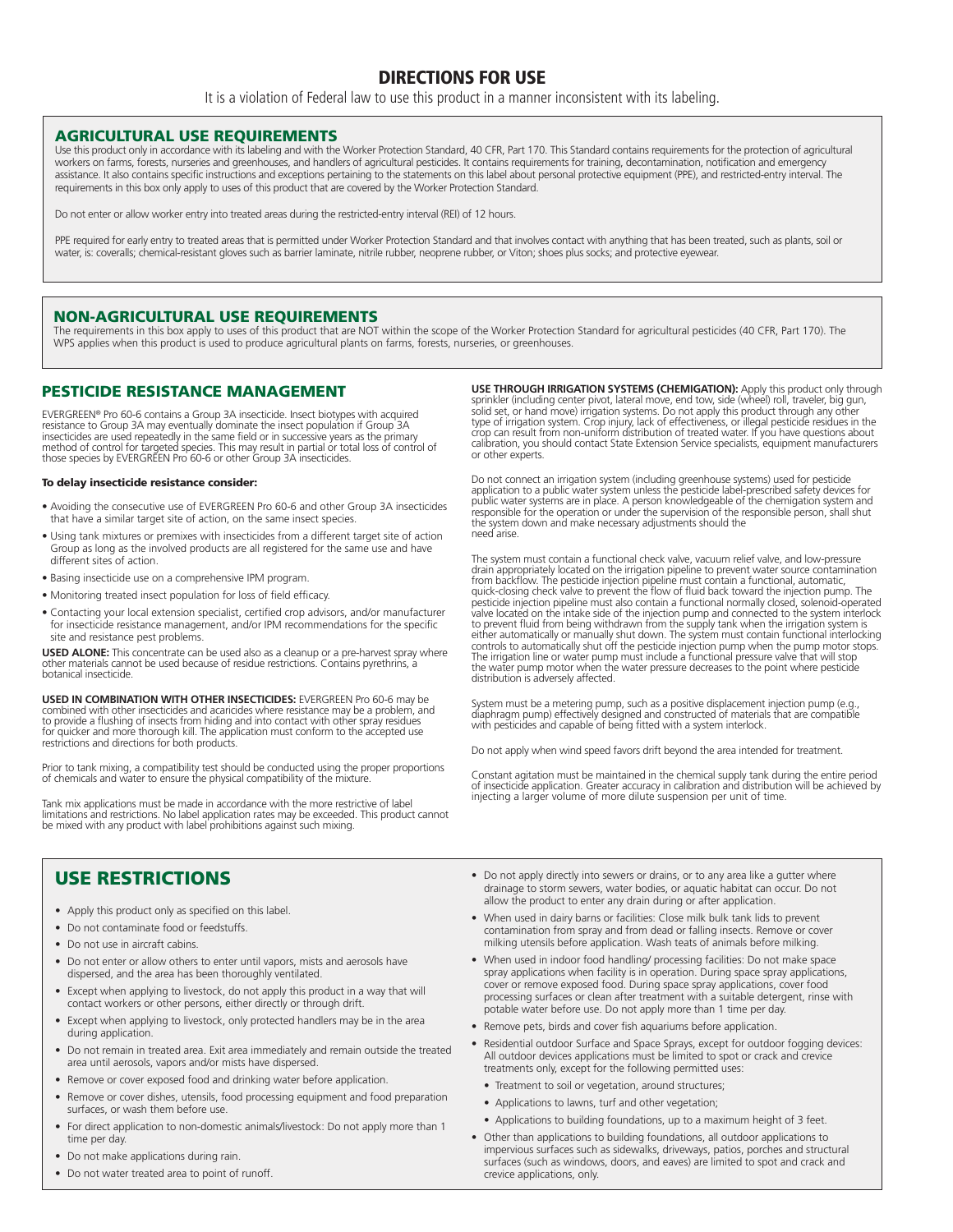# DIRECTIONS FOR USE

It is a violation of Federal law to use this product in a manner inconsistent with its labeling.

## AGRICULTURAL USE REQUIREMENTS

Use this product only in accordance with its labeling and with the Worker Protection Standard, 40 CFR, Part 170. This Standard contains requirements for the protection of agricultural workers on farms, forests, nurseries and greenhouses, and handlers of agricultural pesticides. It contains requirements for training, decontamination, notification and emergency assistance. It also contains specific instructions and exceptions pertaining to the statements on this label about personal protective equipment (PPE), and restricted-entry interval. The requirements in this box only apply to uses of this product that are covered by the Worker Protection Standard.

Do not enter or allow worker entry into treated areas during the restricted-entry interval (REI) of 12 hours.

PPE required for early entry to treated areas that is permitted under Worker Protection Standard and that involves contact with anything that has been treated, such as plants, soil or water, is: coveralls; chemical-resistant gloves such as barrier laminate, nitrile rubber, neoprene rubber, or Viton; shoes plus socks; and protective eyewear.

## NON-AGRICULTURAL USE REQUIREMENTS

The requirements in this box apply to uses of this product that are NOT within the scope of the Worker Protection Standard for agricultural pesticides (40 CFR, Part 170). The WPS applies when this product is used to produce agricultural plants on farms, forests, nurseries, or greenhouses.

## PESTICIDE RESISTANCE MANAGEMENT

EVERGREEN® Pro 60-6 contains a Group 3A insecticide. Insect biotypes with acquired resistance to Group 3A may eventually dominate the insect population if Group 3A insecticides are used repeatedly in the same field or in successive years as the primary method of control for targeted species. This may result in partial or total loss of control of those species by EVERGREEN Pro 60-6 or other Group 3A insecticides.

**To delay insecticide resistance consider:**

- Avoiding the consecutive use of EVERGREEN Pro 60-6 and other Group 3A insecticides that have a similar target site of action, on the same insect species.
- Using tank mixtures or premixes with insecticides from a different target site of action Group as long as the involved products are all registered for the same use and have different sites of action.
- Basing insecticide use on a comprehensive IPM program.
- Monitoring treated insect population for loss of field efficacy.
- Contacting your local extension specialist, certified crop advisors, and/or manufacturer for insecticide resistance management, and/or IPM recommendations for the specific site and resistance pest problems.

**USED ALONE:** This concentrate can be used also as a cleanup or a pre-harvest spray where other materials cannot be used because of residue restrictions. Contains pyrethrins, a botanical insecticide.

**USED IN COMBINATION WITH OTHER INSECTICIDES:** EVERGREEN Pro 60-6 may be combined with other insecticides and acaricides where resistance may be a problem, and to provide a flushing of insects from hiding and into contact with other spray residues for quicker and more thorough kill. The application must conform to the accepted use restrictions and directions for both products.

Prior to tank mixing, a compatibility test should be conducted using the proper proportions of chemicals and water to ensure the physical compatibility of the mixture.

Tank mix applications must be made in accordance with the more restrictive of label limitations and restrictions. No label application rates may be exceeded. This product cannot be mixed with any product with label prohibitions against such mixing.

**USE THROUGH IRRIGATION SYSTEMS (CHEMIGATION):** Apply this product only through sprinkler (including center pivot, lateral move, end tow, side (wheel) roll, traveler, big gun, solid set, or hand move) irrigation systems. Do not apply this product through any other type of irrigation system. Crop injury, lack of effectiveness, or illegal pesticide residues in the crop can result from non-uniform distribution of treated water. If you have questions about calibration, you should contact State Extension Service specialists, equipment manufacturers or other experts.

Do not connect an irrigation system (including greenhouse systems) used for pesticide application to a public water system unless the pesticide label-prescribed safety devices for public water systems are in place. A person knowledgeable of the chemigation system and responsible for the operation or under the supervision of the responsible person, shall shut the system down and make necessary adjustments should the need arise.

The system must contain a functional check valve, vacuum relief valve, and low-pressure drain appropriately located on the irrigation pipeline to prevent water source contamination from backflow. The pesticide injection pipeline must contain a functional, automatic, quick-closing check valve to prevent the flow of fluid back toward the injection pump. The pesticide injection pipeline must also contain a functional normally closed, solenoid-operated valve located on the intake side of the injection pump and connected to the system interlock to prevent fluid from being withdrawn from the supply tank when the irrigation system is either automatically or manually shut down. The system must contain functional interlocking controls to automatically shut off the pesticide injection pump when the pump motor stops. The irrigation line or water pump must include a functional pressure valve that will stop the water pump motor when the water pressure decreases to the point where pesticide distribution is adversely affected.

System must be a metering pump, such as a positive displacement injection pump (e.g., diaphragm pump) effectively designed and constructed of materials that are compatible with pesticides and capable of being fitted with a system interlock.

Do not apply when wind speed favors drift beyond the area intended for treatment.

Constant agitation must be maintained in the chemical supply tank during the entire period of insecticide application. Greater accuracy in calibration and distribution will be achieved by injecting a larger volume of more dilute suspension per unit of time.

## USE RESTRICTIONS

- Apply this product only as specified on this label.
- Do not contaminate food or feedstuffs.
- Do not use in aircraft cabins.
- Do not enter or allow others to enter until vapors, mists and aerosols have dispersed, and the area has been thoroughly ventilated.
- Except when applying to livestock, do not apply this product in a way that will contact workers or other persons, either directly or through drift.
- Except when applying to livestock, only protected handlers may be in the area during application.
- Do not remain in treated area. Exit area immediately and remain outside the treated area until aerosols, vapors and/or mists have dispersed.
- Remove or cover exposed food and drinking water before application.
- Remove or cover dishes, utensils, food processing equipment and food preparation surfaces, or wash them before use.
- For direct application to non-domestic animals/livestock: Do not apply more than 1 time per day.
- Do not make applications during rain.
- Do not water treated area to point of runoff.
- Do not apply directly into sewers or drains, or to any area like a gutter where drainage to storm sewers, water bodies, or aquatic habitat can occur. Do not allow the product to enter any drain during or after application.
- When used in dairy barns or facilities: Close milk bulk tank lids to prevent contamination from spray and from dead or falling insects. Remove or cover milking utensils before application. Wash teats of animals before milking.
- When used in indoor food handling/ processing facilities: Do not make space spray applications when facility is in operation. During space spray applications, cover or remove exposed food. During space spray applications, cover food processing surfaces or clean after treatment with a suitable detergent, rinse with potable water before use. Do not apply more than 1 time per day.
- Remove pets, birds and cover fish aquariums before application.
- Residential outdoor Surface and Space Sprays, except for outdoor fogging devices: All outdoor devices applications must be limited to spot or crack and crevice treatments only, except for the following permitted uses:
  - Treatment to soil or vegetation, around structures;
  - Applications to lawns, turf and other vegetation;
  - Applications to building foundations, up to a maximum height of 3 feet.
- Other than applications to building foundations, all outdoor applications to impervious surfaces such as sidewalks, driveways, patios, porches and structural surfaces (such as windows, doors, and eaves) are limited to spot and crack and crevice applications, only.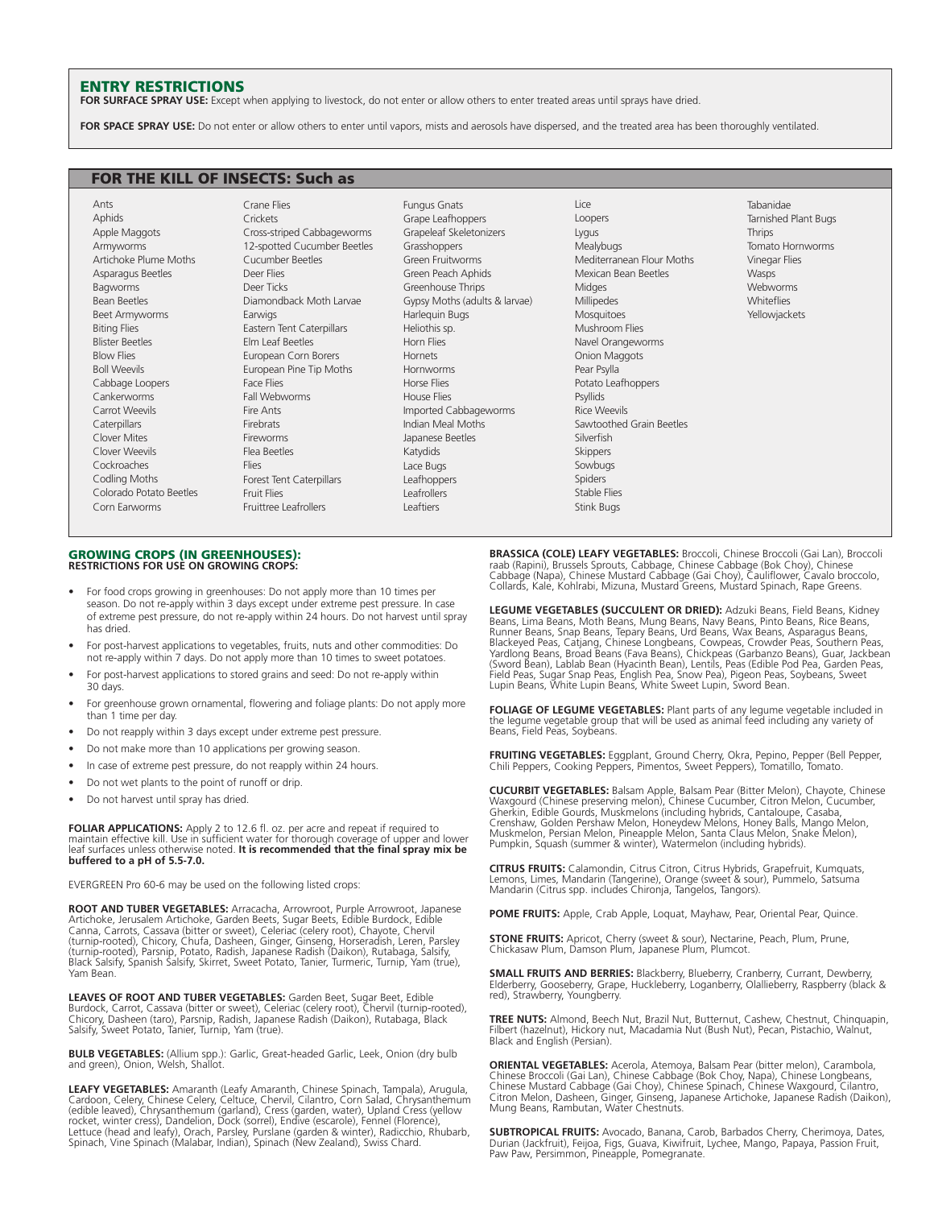## ENTRY RESTRICTIONS

**FOR SURFACE SPRAY USE:** Except when applying to livestock, do not enter or allow others to enter treated areas until sprays have dried.

**FOR SPACE SPRAY USE:** Do not enter or allow others to enter until vapors, mists and aerosols have dispersed, and the treated area has been thoroughly ventilated.

## FOR THE KILL OF INSECTS: Such as

Ants
Aphids
Apple Maggots
Armyworms
Artichoke Plume Moths
Asparagus Beetles
Bagworms
Bean Beetles
Beet Armyworms
Biting Flies
Blister Beetles
Blow Flies
Boll Weevils
Cabbage Loopers
Cankerworms
Carrot Weevils
Caterpillars
Clover Mites
Clover Weevils
Cockroaches
Codling Moths
Colorado Potato Beetles
Corn Earworms
Crane Flies
Crickets
Cross-striped Cabbageworms
12-spotted Cucumber Beetles
Cucumber Beetles
Deer Flies
Deer Ticks
Diamondback Moth Larvae
Earwigs
Eastern Tent Caterpillars
Elm Leaf Beetles
European Corn Borers
European Pine Tip Moths
Face Flies
Fall Webworms
Fire Ants
Firebrats
Fireworms
Flea Beetles
Flies
Forest Tent Caterpillars
Fruit Flies
Fruittree Leafrollers
Fungus Gnats
Grape Leafhoppers
Grapeleaf Skeletonizers
Grasshoppers
Green Fruitworms
Green Peach Aphids
Greenhouse Thrips
Gypsy Moths (adults & larvae)
Harlequin Bugs
Heliothis sp.
Horn Flies
Hornets
Hornworms
Horse Flies
House Flies
Imported Cabbageworms
Indian Meal Moths
Japanese Beetles
Katydids
Lace Bugs
Leafhoppers
Leafrollers
Leaftiers
Lice
Loopers
Lygus
Mealybugs
Mediterranean Flour Moths
Mexican Bean Beetles
Midges
Millipedes
Mosquitoes
Mushroom Flies
Navel Orangeworms
Onion Maggots
Pear Psylla
Potato Leafhoppers
Psyllids
Rice Weevils
Sawtoothed Grain Beetles
Silverfish
Skippers
Sowbugs
Spiders
Stable Flies
Stink Bugs
Tabanidae
Tarnished Plant Bugs
Thrips
Tomato Hornworms
Vinegar Flies
Wasps
Webworms
Whiteflies
Yellowjackets

## GROWING CROPS (IN GREENHOUSES):

**RESTRICTIONS FOR USE ON GROWING CROPS:**

- For food crops growing in greenhouses: Do not apply more than 10 times per season. Do not re-apply within 3 days except under extreme pest pressure. In case of extreme pest pressure, do not re-apply within 24 hours. Do not harvest until spray has dried.
- For post-harvest applications to vegetables, fruits, nuts and other commodities: Do not re-apply within 7 days. Do not apply more than 10 times to sweet potatoes.
- For post-harvest applications to stored grains and seed: Do not re-apply within 30 days.
- For greenhouse grown ornamental, flowering and foliage plants: Do not apply more than 1 time per day.
- Do not reapply within 3 days except under extreme pest pressure.
- Do not make more than 10 applications per growing season.
- In case of extreme pest pressure, do not reapply within 24 hours.
- Do not wet plants to the point of runoff or drip.
- Do not harvest until spray has dried.

**FOLIAR APPLICATIONS:** Apply 2 to 12.6 fl. oz. per acre and repeat if required to maintain effective kill. Use in sufficient water for thorough coverage of upper and lower leaf surfaces unless otherwise noted. **It is recommended that the final spray mix be buffered to a pH of 5.5-7.0.**

EVERGREEN Pro 60-6 may be used on the following listed crops:

**ROOT AND TUBER VEGETABLES:** Arracacha, Arrowroot, Purple Arrowroot, Japanese Artichoke, Jerusalem Artichoke, Garden Beets, Sugar Beets, Edible Burdock, Edible Canna, Carrots, Cassava (bitter or sweet), Celeriac (celery root), Chayote, Chervil (turnip-rooted), Chicory, Chufa, Dasheen, Ginger, Ginseng, Horseradish, Leren, Parsley (turnip-rooted), Parsnip, Potato, Radish, Japanese Radish (Daikon), Rutabaga, Salsify, Black Salsify, Spanish Salsify, Skirret, Sweet Potato, Tanier, Turmeric, Turnip, Yam (true), Yam Bean.

**LEAVES OF ROOT AND TUBER VEGETABLES:** Garden Beet, Sugar Beet, Edible Burdock, Carrot, Cassava (bitter or sweet), Celeriac (celery root), Chervil (turnip-rooted), Chicory, Dasheen (taro), Parsnip, Radish, Japanese Radish (Daikon), Rutabaga, Black Salsify, Sweet Potato, Tanier, Turnip, Yam (true).

**BULB VEGETABLES:** (Allium spp.): Garlic, Great-headed Garlic, Leek, Onion (dry bulb and green), Onion, Welsh, Shallot.

**LEAFY VEGETABLES:** Amaranth (Leafy Amaranth, Chinese Spinach, Tampala), Arugula, Cardoon, Celery, Chinese Celery, Celtuce, Chervil, Cilantro, Corn Salad, Chrysanthemum (edible leaved), Chrysanthemum (garland), Cress (garden, water), Upland Cress (yellow rocket, winter cress), Dandelion, Dock (sorrel), Endive (escarole), Fennel (Florence), Lettuce (head and leafy), Orach, Parsley, Purslane (garden & winter), Radicchio, Rhubarb, Spinach, Vine Spinach (Malabar, Indian), Spinach (New Zealand), Swiss Chard.

**BRASSICA (COLE) LEAFY VEGETABLES:** Broccoli, Chinese Broccoli (Gai Lan), Broccoli raab (Rapini), Brussels Sprouts, Cabbage, Chinese Cabbage (Bok Choy), Chinese Cabbage (Napa), Chinese Mustard Cabbage (Gai Choy), Cauliflower, Cavalo broccolo, Collards, Kale, Kohlrabi, Mizuna, Mustard Greens, Mustard Spinach, Rape Greens.

**LEGUME VEGETABLES (SUCCULENT OR DRIED):** Adzuki Beans, Field Beans, Kidney Beans, Lima Beans, Moth Beans, Mung Beans, Navy Beans, Pinto Beans, Rice Beans, Runner Beans, Snap Beans, Tepary Beans, Urd Beans, Wax Beans, Asparagus Beans, Blackeyed Peas, Catjang, Chinese Longbeans, Cowpeas, Crowder Peas, Southern Peas, Yardlong Beans, Broad Beans (Fava Beans), Chickpeas (Garbanzo Beans), Guar, Jackbean (Sword Bean), Lablab Bean (Hyacinth Bean), Lentils, Peas (Edible Pod Pea, Garden Peas, Field Peas, Sugar Snap Peas, English Pea, Snow Pea), Pigeon Peas, Soybeans, Sweet Lupin Beans, White Lupin Beans, White Sweet Lupin, Sword Bean.

**FOLIAGE OF LEGUME VEGETABLES:** Plant parts of any legume vegetable included in the legume vegetable group that will be used as animal feed including any variety of Beans, Field Peas, Soybeans.

**FRUITING VEGETABLES:** Eggplant, Ground Cherry, Okra, Pepino, Pepper (Bell Pepper, Chili Peppers, Cooking Peppers, Pimentos, Sweet Peppers), Tomatillo, Tomato.

**CUCURBIT VEGETABLES:** Balsam Apple, Balsam Pear (Bitter Melon), Chayote, Chinese Waxgourd (Chinese preserving melon), Chinese Cucumber, Citron Melon, Cucumber, Gherkin, Edible Gourds, Muskmelons (including hybrids, Cantaloupe, Casaba, Crenshaw, Golden Pershaw Melon, Honeydew Melons, Honey Balls, Mango Melon, Muskmelon, Persian Melon, Pineapple Melon, Santa Claus Melon, Snake Melon), Pumpkin, Squash (summer & winter), Watermelon (including hybrids).

**CITRUS FRUITS:** Calamondin, Citrus Citron, Citrus Hybrids, Grapefruit, Kumquats, Lemons, Limes, Mandarin (Tangerine), Orange (sweet & sour), Pummelo, Satsuma Mandarin (Citrus spp. includes Chironja, Tangelos, Tangors).

**POME FRUITS:** Apple, Crab Apple, Loquat, Mayhaw, Pear, Oriental Pear, Quince.

**STONE FRUITS:** Apricot, Cherry (sweet & sour), Nectarine, Peach, Plum, Prune, Chickasaw Plum, Damson Plum, Japanese Plum, Plumcot.

**SMALL FRUITS AND BERRIES:** Blackberry, Blueberry, Cranberry, Currant, Dewberry, Elderberry, Gooseberry, Grape, Huckleberry, Loganberry, Olallieberry, Raspberry (black & red), Strawberry, Youngberry.

**TREE NUTS:** Almond, Beech Nut, Brazil Nut, Butternut, Cashew, Chestnut, Chinquapin, Filbert (hazelnut), Hickory nut, Macadamia Nut (Bush Nut), Pecan, Pistachio, Walnut, Black and English (Persian).

**ORIENTAL VEGETABLES:** Acerola, Atemoya, Balsam Pear (bitter melon), Carambola, Chinese Broccoli (Gai Lan), Chinese Cabbage (Bok Choy, Napa), Chinese Longbeans, Chinese Mustard Cabbage (Gai Choy), Chinese Spinach, Chinese Waxgourd, Cilantro, Citron Melon, Dasheen, Ginger, Ginseng, Japanese Artichoke, Japanese Radish (Daikon), Mung Beans, Rambutan, Water Chestnuts.

**SUBTROPICAL FRUITS:** Avocado, Banana, Carob, Barbados Cherry, Cherimoya, Dates, Durian (Jackfruit), Feijoa, Figs, Guava, Kiwifruit, Lychee, Mango, Papaya, Passion Fruit, Paw Paw, Persimmon, Pineapple, Pomegranate.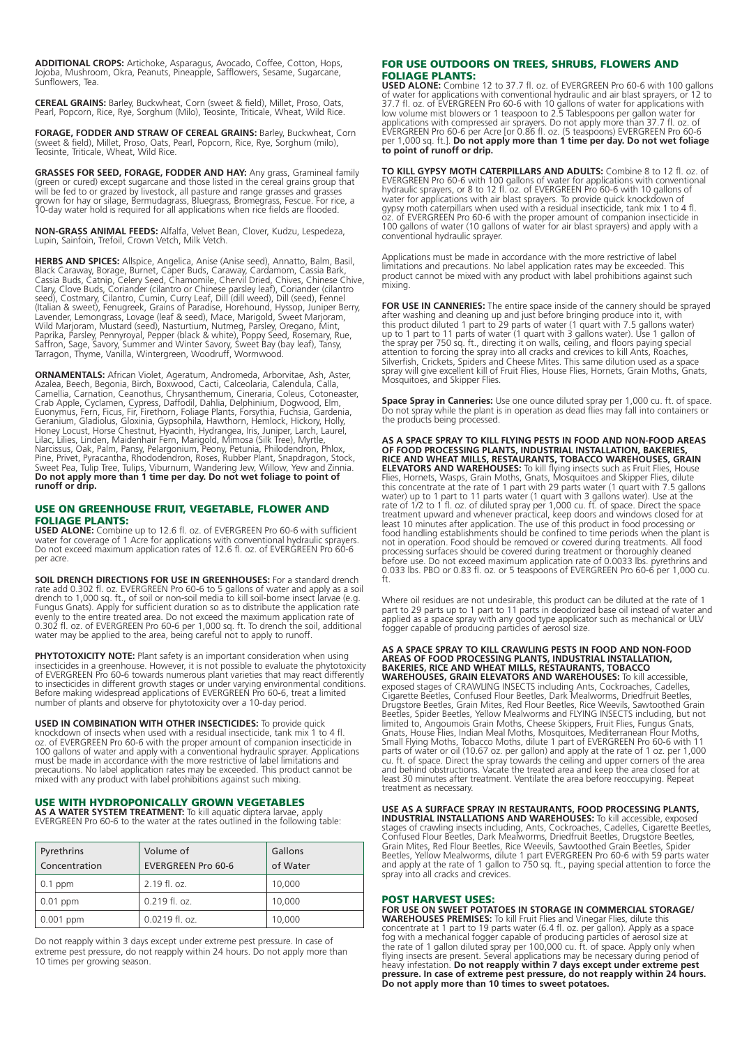**ADDITIONAL CROPS:** Artichoke, Asparagus, Avocado, Coffee, Cotton, Hops, Jojoba, Mushroom, Okra, Peanuts, Pineapple, Safflowers, Sesame, Sugarcane, Sunflowers, Tea.

**CEREAL GRAINS:** Barley, Buckwheat, Corn (sweet & field), Millet, Proso, Oats, Pearl, Popcorn, Rice, Rye, Sorghum (Milo), Teosinte, Triticale, Wheat, Wild Rice.

**FORAGE, FODDER AND STRAW OF CEREAL GRAINS:** Barley, Buckwheat, Corn (sweet & field), Millet, Proso, Oats, Pearl, Popcorn, Rice, Rye, Sorghum (milo), Teosinte, Triticale, Wheat, Wild Rice.

**GRASSES FOR SEED, FORAGE, FODDER AND HAY:** Any grass, Gramineal family (green or cured) except sugarcane and those listed in the cereal grains group that will be fed to or grazed by livestock, all pasture and range grasses and grasses grown for hay or silage, Bermudagrass, Bluegrass, Bromegrass, Fescue. For rice, a 10-day water hold is required for all applications when rice fields are flooded.

**NON-GRASS ANIMAL FEEDS:** Alfalfa, Velvet Bean, Clover, Kudzu, Lespedeza, Lupin, Sainfoin, Trefoil, Crown Vetch, Milk Vetch.

**HERBS AND SPICES:** Allspice, Angelica, Anise (Anise seed), Annatto, Balm, Basil, Black Caraway, Borage, Burnet, Caper Buds, Caraway, Cardamom, Cassia Bark, Cassia Buds, Catnip, Celery Seed, Chamomile, Chervil Dried, Chives, Chinese Chive, Clary, Clove Buds, Coriander (cilantro or Chinese parsley leaf), Coriander (cilantro seed), Costmary, Cilantro, Cumin, Curry Leaf, Dill (dill weed), Dill (seed), Fennel (Italian & sweet), Fenugreek, Grains of Paradise, Horehound, Hyssop, Juniper Berry, Lavender, Lemongrass, Lovage (leaf & seed), Mace, Marigold, Sweet Marjoram, Wild Marjoram, Mustard (seed), Nasturtium, Nutmeg, Parsley, Oregano, Mint, Paprika, Parsley, Pennyroyal, Pepper (black & white), Poppy Seed, Rosemary, Rue, Saffron, Sage, Savory, Summer and Winter Savory, Sweet Bay (bay leaf), Tansy, Tarragon, Thyme, Vanilla, Wintergreen, Woodruff, Wormwood.

**ORNAMENTALS:** African Violet, Ageratum, Andromeda, Arborvitae, Ash, Aster, Azalea, Beech, Begonia, Birch, Boxwood, Cacti, Calceolaria, Calendula, Calla, Camellia, Carnation, Ceanothus, Chrysanthemum, Cineraria, Coleus, Cotoneaster, Crab Apple, Cyclamen, Cypress, Daffodil, Dahlia, Delphinium, Dogwood, Elm, Euonymus, Fern, Ficus, Fir, Firethorn, Foliage Plants, Forsythia, Fuchsia, Gardenia, Geranium, Gladiolus, Gloxinia, Gypsophila, Hawthorn, Hemlock, Hickory, Holly, Honey Locust, Horse Chestnut, Hyacinth, Hydrangea, Iris, Juniper, Larch, Laurel, Lilac, Lilies, Linden, Maidenhair Fern, Marigold, Mimosa (Silk Tree), Myrtle, Narcissus, Oak, Palm, Pansy, Pelargonium, Peony, Petunia, Philodendron, Phlox, Pine, Privet, Pyracantha, Rhododendron, Roses, Rubber Plant, Snapdragon, Stock, Sweet Pea, Tulip Tree, Tulips, Viburnum, Wandering Jew, Willow, Yew and Zinnia. **Do not apply more than 1 time per day. Do not wet foliage to point of runoff or drip.**

## USE ON GREENHOUSE FRUIT, VEGETABLE, FLOWER AND FOLIAGE PLANTS:

**USED ALONE:** Combine up to 12.6 fl. oz. of EVERGREEN Pro 60-6 with sufficient water for coverage of 1 Acre for applications with conventional hydraulic sprayers. Do not exceed maximum application rates of 12.6 fl. oz. of EVERGREEN Pro 60-6 per acre.

**SOIL DRENCH DIRECTIONS FOR USE IN GREENHOUSES:** For a standard drench rate add 0.302 fl. oz. EVERGREEN Pro 60-6 to 5 gallons of water and apply as a soil drench to 1,000 sq. ft., of soil or non-soil media to kill soil-borne insect larvae (e.g. Fungus Gnats). Apply for sufficient duration so as to distribute the application rate evenly to the entire treated area. Do not exceed the maximum application rate of 0.302 fl. oz. of EVERGREEN Pro 60-6 per 1,000 sq. ft. To drench the soil, additional water may be applied to the area, being careful not to apply to runoff.

**PHYTOTOXICITY NOTE:** Plant safety is an important consideration when using insecticides in a greenhouse. However, it is not possible to evaluate the phytotoxicity of EVERGREEN Pro 60-6 towards numerous plant varieties that may react differently to insecticides in different growth stages or under varying environmental conditions. Before making widespread applications of EVERGREEN Pro 60-6, treat a limited number of plants and observe for phytotoxicity over a 10-day period.

**USED IN COMBINATION WITH OTHER INSECTICIDES:** To provide quick knockdown of insects when used with a residual insecticide, tank mix 1 to 4 fl. oz. of EVERGREEN Pro 60-6 with the proper amount of companion insecticide in 100 gallons of water and apply with a conventional hydraulic sprayer. Applications must be made in accordance with the more restrictive of label limitations and precautions. No label application rates may be exceeded. This product cannot be mixed with any product with label prohibitions against such mixing.

## USE WITH HYDROPONICALLY GROWN VEGETABLES

**AS A WATER SYSTEM TREATMENT:** To kill aquatic diptera larvae, apply EVERGREEN Pro 60-6 to the water at the rates outlined in the following table:

| Pyrethrins Concentration | Volume of EVERGREEN Pro 60-6 | Gallons of Water |
|---|---|---|
| 0.1 ppm | 2.19 fl. oz. | 10,000 |
| 0.01 ppm | 0.219 fl. oz. | 10,000 |
| 0.001 ppm | 0.0219 fl. oz. | 10,000 |

Do not reapply within 3 days except under extreme pest pressure. In case of extreme pest pressure, do not reapply within 24 hours. Do not apply more than 10 times per growing season.

## FOR USE OUTDOORS ON TREES, SHRUBS, FLOWERS AND FOLIAGE PLANTS:

**USED ALONE:** Combine 12 to 37.7 fl. oz. of EVERGREEN Pro 60-6 with 100 gallons of water for applications with conventional hydraulic and air blast sprayers, or 12 to 37.7 fl. oz. of EVERGREEN Pro 60-6 with 10 gallons of water for applications with low volume mist blowers or 1 teaspoon to 2.5 Tablespoons per gallon water for applications with compressed air sprayers. Do not apply more than 37.7 fl. oz. of EVERGREEN Pro 60-6 per Acre [or 0.86 fl. oz. (5 teaspoons) EVERGREEN Pro 60-6 per 1,000 sq. ft.]. **Do not apply more than 1 time per day. Do not wet foliage to point of runoff or drip.**

**TO KILL GYPSY MOTH CATERPILLARS AND ADULTS:** Combine 8 to 12 fl. oz. of EVERGREEN Pro 60-6 with 100 gallons of water for applications with conventional hydraulic sprayers, or 8 to 12 fl. oz. of EVERGREEN Pro 60-6 with 10 gallons of water for applications with air blast sprayers. To provide quick knockdown of gypsy moth caterpillars when used with a residual insecticide, tank mix 1 to 4 fl. oz. of EVERGREEN Pro 60-6 with the proper amount of companion insecticide in 100 gallons of water (10 gallons of water for air blast sprayers) and apply with a conventional hydraulic sprayer.

Applications must be made in accordance with the more restrictive of label limitations and precautions. No label application rates may be exceeded. This product cannot be mixed with any product with label prohibitions against such mixing.

**FOR USE IN CANNERIES:** The entire space inside of the cannery should be sprayed after washing and cleaning up and just before bringing produce into it, with this product diluted 1 part to 29 parts of water (1 quart with 7.5 gallons water) up to 1 part to 11 parts of water (1 quart with 3 gallons water). Use 1 gallon of the spray per 750 sq. ft., directing it on walls, ceiling, and floors paying special attention to forcing the spray into all cracks and crevices to kill Ants, Roaches, Silverfish, Crickets, Spiders and Cheese Mites. This same dilution used as a space spray will give excellent kill of Fruit Flies, House Flies, Hornets, Grain Moths, Gnats, Mosquitoes, and Skipper Flies.

**Space Spray in Canneries:** Use one ounce diluted spray per 1,000 cu. ft. of space. Do not spray while the plant is in operation as dead flies may fall into containers or the products being processed.

**AS A SPACE SPRAY TO KILL FLYING PESTS IN FOOD AND NON-FOOD AREAS OF FOOD PROCESSING PLANTS, INDUSTRIAL INSTALLATION, BAKERIES, RICE AND WHEAT MILLS, RESTAURANTS, TOBACCO WAREHOUSES, GRAIN ELEVATORS AND WAREHOUSES:** To kill flying insects such as Fruit Flies, House Flies, Hornets, Wasps, Grain Moths, Gnats, Mosquitoes and Skipper Flies, dilute this concentrate at the rate of 1 part with 29 parts water (1 quart with 7.5 gallons water) up to 1 part to 11 parts water (1 quart with 3 gallons water). Use at the rate of 1/2 to 1 fl. oz. of diluted spray per 1,000 cu. ft. of space. Direct the space treatment upward and whenever practical, keep doors and windows closed for at least 10 minutes after application. The use of this product in food processing or food handling establishments should be confined to time periods when the plant is not in operation. Food should be removed or covered during treatments. All food processing surfaces should be covered during treatment or thoroughly cleaned before use. Do not exceed maximum application rate of 0.0033 lbs. pyrethrins and 0.033 lbs. PBO or 0.83 fl. oz. or 5 teaspoons of EVERGREEN Pro 60-6 per 1,000 cu. ft.

Where oil residues are not undesirable, this product can be diluted at the rate of 1 part to 29 parts up to 1 part to 11 parts in deodorized base oil instead of water and applied as a space spray with any good type applicator such as mechanical or ULV fogger capable of producing particles of aerosol size.

**AS A SPACE SPRAY TO KILL CRAWLING PESTS IN FOOD AND NON-FOOD AREAS OF FOOD PROCESSING PLANTS, INDUSTRIAL INSTALLATION, BAKERIES, RICE AND WHEAT MILLS, RESTAURANTS, TOBACCO WAREHOUSES, GRAIN ELEVATORS AND WAREHOUSES:** To kill accessible, exposed stages of CRAWLING INSECTS including Ants, Cockroaches, Cadelles, Cigarette Beetles, Confused Flour Beetles, Dark Mealworms, Driedfruit Beetles, Drugstore Beetles, Grain Mites, Red Flour Beetles, Rice Weevils, Sawtoothed Grain Beetles, Spider Beetles, Yellow Mealworms and FLYING INSECTS including, but not limited to, Angoumois Grain Moths, Cheese Skippers, Fruit Flies, Fungus Gnats, Gnats, House Flies, Indian Meal Moths, Mosquitoes, Mediterranean Flour Moths, Small Flying Moths, Tobacco Moths, dilute 1 part of EVERGREEN Pro 60-6 with 11 parts of water or oil (10.67 oz. per gallon) and apply at the rate of 1 oz. per 1,000 cu. ft. of space. Direct the spray towards the ceiling and upper corners of the area and behind obstructions. Vacate the treated area and keep the area closed for at least 30 minutes after treatment. Ventilate the area before reoccupying. Repeat treatment as necessary.

**USE AS A SURFACE SPRAY IN RESTAURANTS, FOOD PROCESSING PLANTS, INDUSTRIAL INSTALLATIONS AND WAREHOUSES:** To kill accessible, exposed stages of crawling insects including, Ants, Cockroaches, Cadelles, Cigarette Beetles, Confused Flour Beetles, Dark Mealworms, Driedfruit Beetles, Drugstore Beetles, Grain Mites, Red Flour Beetles, Rice Weevils, Sawtoothed Grain Beetles, Spider Beetles, Yellow Mealworms, dilute 1 part EVERGREEN Pro 60-6 with 59 parts water and apply at the rate of 1 gallon to 750 sq. ft., paying special attention to force the spray into all cracks and crevices.

## POST HARVEST USES:

**FOR USE ON SWEET POTATOES IN STORAGE IN COMMERCIAL STORAGE/ WAREHOUSES PREMISES:** To kill Fruit Flies and Vinegar Flies, dilute this concentrate at 1 part to 19 parts water (6.4 fl. oz. per gallon). Apply as a space fog with a mechanical fogger capable of producing particles of aerosol size at the rate of 1 gallon diluted spray per 100,000 cu. ft. of space. Apply only when flying insects are present. Several applications may be necessary during period of heavy infestation. **Do not reapply within 7 days except under extreme pest pressure. In case of extreme pest pressure, do not reapply within 24 hours. Do not apply more than 10 times to sweet potatoes.**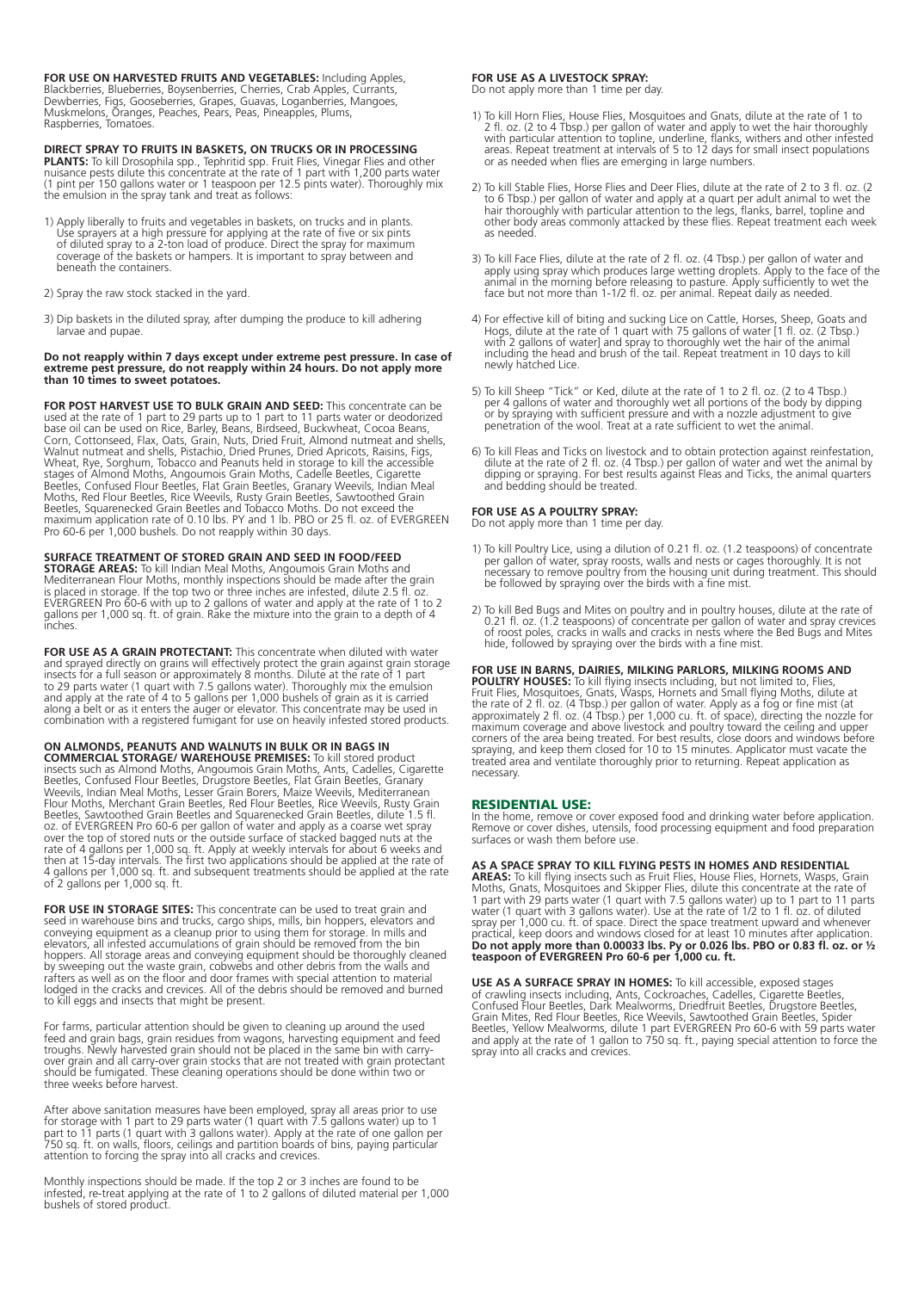**FOR USE ON HARVESTED FRUITS AND VEGETABLES:** Including Apples, Blackberries, Blueberries, Boysenberries, Cherries, Crab Apples, Currants, Dewberries, Figs, Gooseberries, Grapes, Guavas, Loganberries, Mangoes, Muskmelons, Oranges, Peaches, Pears, Peas, Pineapples, Plums, Raspberries, Tomatoes.

**DIRECT SPRAY TO FRUITS IN BASKETS, ON TRUCKS OR IN PROCESSING PLANTS:** To kill Drosophila spp., Tephritid spp. Fruit Flies, Vinegar Flies and other nuisance pests dilute this concentrate at the rate of 1 part with 1,200 parts water (1 pint per 150 gallons water or 1 teaspoon per 12.5 pints water). Thoroughly mix the emulsion in the spray tank and treat as follows:

1) Apply liberally to fruits and vegetables in baskets, on trucks and in plants. Use sprayers at a high pressure for applying at the rate of five or six pints of diluted spray to a 2-ton load of produce. Direct the spray for maximum coverage of the baskets or hampers. It is important to spray between and beneath the containers.

2) Spray the raw stock stacked in the yard.

3) Dip baskets in the diluted spray, after dumping the produce to kill adhering larvae and pupae.

**Do not reapply within 7 days except under extreme pest pressure. In case of extreme pest pressure, do not reapply within 24 hours. Do not apply more than 10 times to sweet potatoes.**

**FOR POST HARVEST USE TO BULK GRAIN AND SEED:** This concentrate can be used at the rate of 1 part to 29 parts up to 1 part to 11 parts water or deodorized base oil can be used on Rice, Barley, Beans, Birdseed, Buckwheat, Cocoa Beans, Corn, Cottonseed, Flax, Oats, Grain, Nuts, Dried Fruit, Almond nutmeat and shells, Walnut nutmeat and shells, Pistachio, Dried Prunes, Dried Apricots, Raisins, Figs, Wheat, Rye, Sorghum, Tobacco and Peanuts held in storage to kill the accessible stages of Almond Moths, Angoumois Grain Moths, Cadelle Beetles, Cigarette Beetles, Confused Flour Beetles, Flat Grain Beetles, Granary Weevils, Indian Meal Moths, Red Flour Beetles, Rice Weevils, Rusty Grain Beetles, Sawtoothed Grain Beetles, Squarenecked Grain Beetles and Tobacco Moths. Do not exceed the maximum application rate of 0.10 lbs. PY and 1 lb. PBO or 25 fl. oz. of EVERGREEN Pro 60-6 per 1,000 bushels. Do not reapply within 30 days.

**SURFACE TREATMENT OF STORED GRAIN AND SEED IN FOOD/FEED STORAGE AREAS:** To kill Indian Meal Moths, Angoumois Grain Moths and Mediterranean Flour Moths, monthly inspections should be made after the grain is placed in storage. If the top two or three inches are infested, dilute 2.5 fl. oz. EVERGREEN Pro 60-6 with up to 2 gallons of water and apply at the rate of 1 to 2 gallons per 1,000 sq. ft. of grain. Rake the mixture into the grain to a depth of 4 inches.

**FOR USE AS A GRAIN PROTECTANT:** This concentrate when diluted with water and sprayed directly on grains will effectively protect the grain against grain storage insects for a full season or approximately 8 months. Dilute at the rate of 1 part to 29 parts water (1 quart with 7.5 gallons water). Thoroughly mix the emulsion and apply at the rate of 4 to 5 gallons per 1,000 bushels of grain as it is carried along a belt or as it enters the auger or elevator. This concentrate may be used in combination with a registered fumigant for use on heavily infested stored products.

**ON ALMONDS, PEANUTS AND WALNUTS IN BULK OR IN BAGS IN COMMERCIAL STORAGE/ WAREHOUSE PREMISES:** To kill stored product insects such as Almond Moths, Angoumois Grain Moths, Ants, Cadelles, Cigarette Beetles, Confused Flour Beetles, Drugstore Beetles, Flat Grain Beetles, Granary Weevils, Indian Meal Moths, Lesser Grain Borers, Maize Weevils, Mediterranean Flour Moths, Merchant Grain Beetles, Red Flour Beetles, Rice Weevils, Rusty Grain Beetles, Sawtoothed Grain Beetles and Squarenecked Grain Beetles, dilute 1.5 fl. oz. of EVERGREEN Pro 60-6 per gallon of water and apply as a coarse wet spray over the top of stored nuts or the outside surface of stacked bagged nuts at the rate of 4 gallons per 1,000 sq. ft. Apply at weekly intervals for about 6 weeks and then at 15-day intervals. The first two applications should be applied at the rate of 4 gallons per 1,000 sq. ft. and subsequent treatments should be applied at the rate of 2 gallons per 1,000 sq. ft.

**FOR USE IN STORAGE SITES:** This concentrate can be used to treat grain and seed in warehouse bins and trucks, cargo ships, mills, bin hoppers, elevators and conveying equipment as a cleanup prior to using them for storage. In mills and elevators, all infested accumulations of grain should be removed from the bin hoppers. All storage areas and conveying equipment should be thoroughly cleaned by sweeping out the waste grain, cobwebs and other debris from the walls and rafters as well as on the floor and door frames with special attention to material lodged in the cracks and crevices. All of the debris should be removed and burned to kill eggs and insects that might be present.

For farms, particular attention should be given to cleaning up around the used feed and grain bags, grain residues from wagons, harvesting equipment and feed troughs. Newly harvested grain should not be placed in the same bin with carry-over grain and all carry-over grain stocks that are not treated with grain protectant should be fumigated. These cleaning operations should be done within two or three weeks before harvest.

After above sanitation measures have been employed, spray all areas prior to use for storage with 1 part to 29 parts water (1 quart with 7.5 gallons water) up to 1 part to 11 parts (1 quart with 3 gallons water). Apply at the rate of one gallon per 750 sq. ft. on walls, floors, ceilings and partition boards of bins, paying particular attention to forcing the spray into all cracks and crevices.

Monthly inspections should be made. If the top 2 or 3 inches are found to be infested, re-treat applying at the rate of 1 to 2 gallons of diluted material per 1,000 bushels of stored product.

**FOR USE AS A LIVESTOCK SPRAY:**
Do not apply more than 1 time per day.

1) To kill Horn Flies, House Flies, Mosquitoes and Gnats, dilute at the rate of 1 to 2 fl. oz. (2 to 4 Tbsp.) per gallon of water and apply to wet the hair thoroughly with particular attention to topline, underline, flanks, withers and other infested areas. Repeat treatment at intervals of 5 to 12 days for small insect populations or as needed when flies are emerging in large numbers.

2) To kill Stable Flies, Horse Flies and Deer Flies, dilute at the rate of 2 to 3 fl. oz. (2 to 6 Tbsp.) per gallon of water and apply at a quart per adult animal to wet the hair thoroughly with particular attention to the legs, flanks, barrel, topline and other body areas commonly attacked by these flies. Repeat treatment each week as needed.

3) To kill Face Flies, dilute at the rate of 2 fl. oz. (4 Tbsp.) per gallon of water and apply using spray which produces large wetting droplets. Apply to the face of the animal in the morning before releasing to pasture. Apply sufficiently to wet the face but not more than 1-1/2 fl. oz. per animal. Repeat daily as needed.

4) For effective kill of biting and sucking Lice on Cattle, Horses, Sheep, Goats and Hogs, dilute at the rate of 1 quart with 75 gallons of water [1 fl. oz. (2 Tbsp.) with 2 gallons of water] and spray to thoroughly wet the hair of the animal including the head and brush of the tail. Repeat treatment in 10 days to kill newly hatched Lice.

5) To kill Sheep "Tick" or Ked, dilute at the rate of 1 to 2 fl. oz. (2 to 4 Tbsp.) per 4 gallons of water and thoroughly wet all portions of the body by dipping or by spraying with sufficient pressure and with a nozzle adjustment to give penetration of the wool. Treat at a rate sufficient to wet the animal.

6) To kill Fleas and Ticks on livestock and to obtain protection against reinfestation, dilute at the rate of 2 fl. oz. (4 Tbsp.) per gallon of water and wet the animal by dipping or spraying. For best results against Fleas and Ticks, the animal quarters and bedding should be treated.

**FOR USE AS A POULTRY SPRAY:**
Do not apply more than 1 time per day.

1) To kill Poultry Lice, using a dilution of 0.21 fl. oz. (1.2 teaspoons) of concentrate per gallon of water, spray roosts, walls and nests or cages thoroughly. It is not necessary to remove poultry from the housing unit during treatment. This should be followed by spraying over the birds with a fine mist.

2) To kill Bed Bugs and Mites on poultry and in poultry houses, dilute at the rate of 0.21 fl. oz. (1.2 teaspoons) of concentrate per gallon of water and spray crevices of roost poles, cracks in walls and cracks in nests where the Bed Bugs and Mites hide, followed by spraying over the birds with a fine mist.

**FOR USE IN BARNS, DAIRIES, MILKING PARLORS, MILKING ROOMS AND POULTRY HOUSES:** To kill flying insects including, but not limited to, Flies, Fruit Flies, Mosquitoes, Gnats, Wasps, Hornets and Small flying Moths, dilute at the rate of 2 fl. oz. (4 Tbsp.) per gallon of water. Apply as a fog or fine mist (at approximately 2 fl. oz. (4 Tbsp.) per 1,000 cu. ft. of space), directing the nozzle for maximum coverage and above livestock and poultry toward the ceiling and upper corners of the area being treated. For best results, close doors and windows before spraying, and keep them closed for 10 to 15 minutes. Applicator must vacate the treated area and ventilate thoroughly prior to returning. Repeat application as necessary.

## RESIDENTIAL USE:

In the home, remove or cover exposed food and drinking water before application. Remove or cover dishes, utensils, food processing equipment and food preparation surfaces or wash them before use.

**AS A SPACE SPRAY TO KILL FLYING PESTS IN HOMES AND RESIDENTIAL AREAS:** To kill flying insects such as Fruit Flies, House Flies, Hornets, Wasps, Grain Moths, Gnats, Mosquitoes and Skipper Flies, dilute this concentrate at the rate of 1 part with 29 parts water (1 quart with 7.5 gallons water) up to 1 part to 11 parts water (1 quart with 3 gallons water). Use at the rate of 1/2 to 1 fl. oz. of diluted spray per 1,000 cu. ft. of space. Direct the space treatment upward and whenever practical, keep doors and windows closed for at least 10 minutes after application. **Do not apply more than 0.00033 lbs. Py or 0.026 lbs. PBO or 0.83 fl. oz. or ½ teaspoon of EVERGREEN Pro 60-6 per 1,000 cu. ft.**

**USE AS A SURFACE SPRAY IN HOMES:** To kill accessible, exposed stages of crawling insects including, Ants, Cockroaches, Cadelles, Cigarette Beetles, Confused Flour Beetles, Dark Mealworms, Driedfruit Beetles, Drugstore Beetles, Grain Mites, Red Flour Beetles, Rice Weevils, Sawtoothed Grain Beetles, Spider Beetles, Yellow Mealworms, dilute 1 part EVERGREEN Pro 60-6 with 59 parts water and apply at the rate of 1 gallon to 750 sq. ft., paying special attention to force the spray into all cracks and crevices.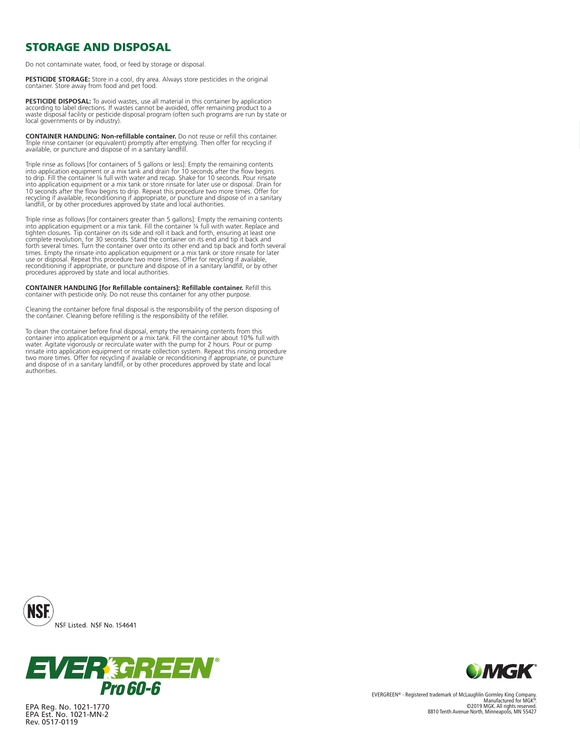## STORAGE AND DISPOSAL

Do not contaminate water, food, or feed by storage or disposal.

**PESTICIDE STORAGE:** Store in a cool, dry area. Always store pesticides in the original container. Store away from food and pet food.

**PESTICIDE DISPOSAL:** To avoid wastes, use all material in this container by application according to label directions. If wastes cannot be avoided, offer remaining product to a waste disposal facility or pesticide disposal program (often such programs are run by state or local governments or by industry).

**CONTAINER HANDLING: Non-refillable container.** Do not reuse or refill this container. Triple rinse container (or equivalent) promptly after emptying. Then offer for recycling if available, or puncture and dispose of in a sanitary landfill.

Triple rinse as follows [for containers of 5 gallons or less]: Empty the remaining contents into application equipment or a mix tank and drain for 10 seconds after the flow begins to drip. Fill the container ¼ full with water and recap. Shake for 10 seconds. Pour rinsate into application equipment or a mix tank or store rinsate for later use or disposal. Drain for 10 seconds after the flow begins to drip. Repeat this procedure two more times. Offer for recycling if available, reconditioning if appropriate, or puncture and dispose of in a sanitary landfill, or by other procedures approved by state and local authorities.

Triple rinse as follows [for containers greater than 5 gallons]: Empty the remaining contents into application equipment or a mix tank. Fill the container ¼ full with water. Replace and tighten closures. Tip container on its side and roll it back and forth, ensuring at least one complete revolution, for 30 seconds. Stand the container on its end and tip it back and forth several times. Turn the container over onto its other end and tip back and forth several times. Empty the rinsate into application equipment or a mix tank or store rinsate for later use or disposal. Repeat this procedure two more times. Offer for recycling if available, reconditioning if appropriate, or puncture and dispose of in a sanitary landfill, or by other procedures approved by state and local authorities.

**CONTAINER HANDLING [for Refillable containers]: Refillable container.** Refill this container with pesticide only. Do not reuse this container for any other purpose.

Cleaning the container before final disposal is the responsibility of the person disposing of the container. Cleaning before refilling is the responsibility of the refiller.

To clean the container before final disposal, empty the remaining contents from this container into application equipment or a mix tank. Fill the container about 10% full with water. Agitate vigorously or recirculate water with the pump for 2 hours. Pour or pump rinsate into application equipment or rinsate collection system. Repeat this rinsing procedure two more times. Offer for recycling if available or reconditioning if appropriate, or puncture and dispose of in a sanitary landfill, or by other procedures approved by state and local authorities.

NSF Listed. NSF No. 154641

EVERGREEN® Pro 60-6

EPA Reg. No. 1021-1770
EPA Est. No. 1021-MN-2
Rev. 0517-0119

MGK®

EVERGREEN® - Registered trademark of McLaughlin Gormley King Company.
Manufactured for MGK®.
©2019 MGK. All rights reserved.
8810 Tenth Avenue North, Minneapolis, MN 55427